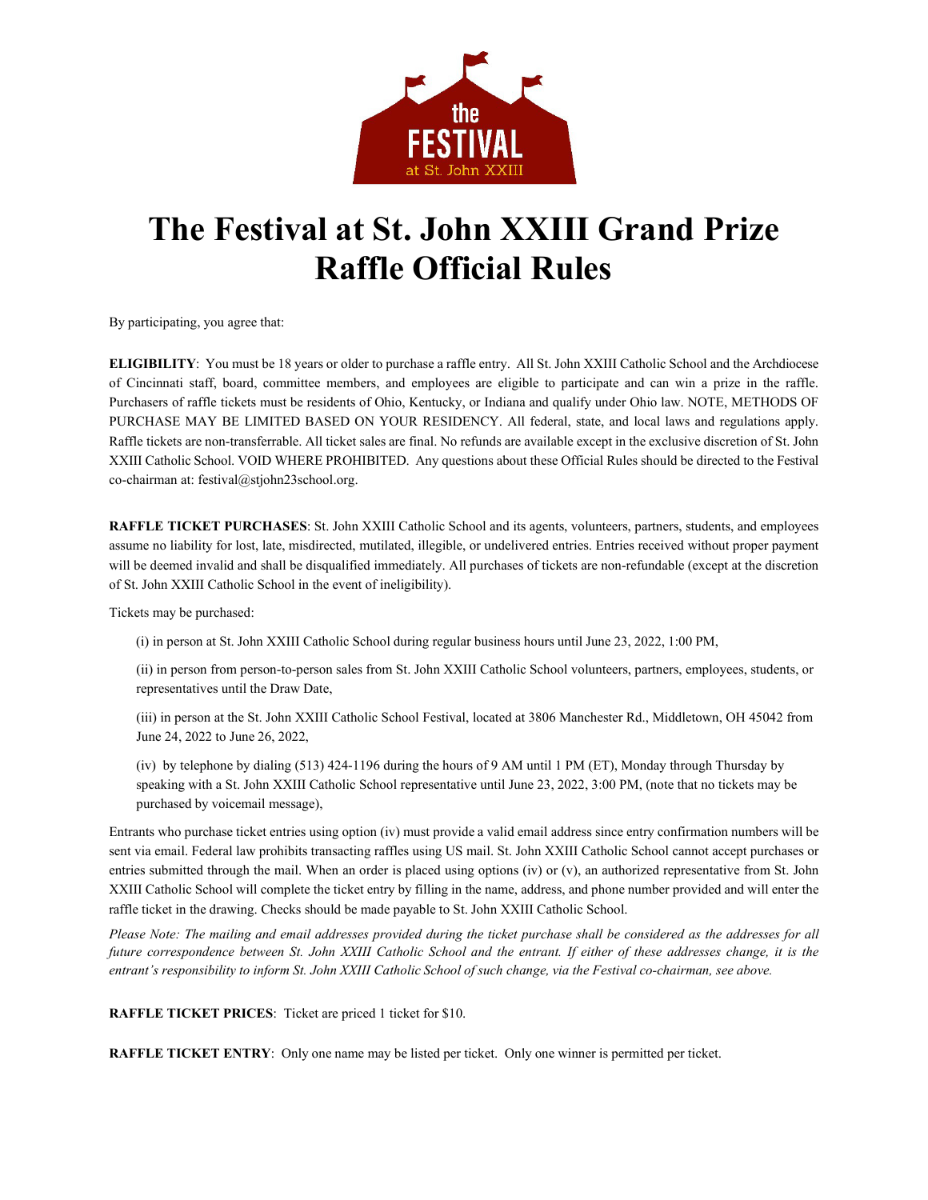# The Festival at St. John XXIII Grand Prize Raffle Official Rules

By participating, you agree that:

**ELIGIBILITY**: You must be 18 years or older to purchase a raffle entry. All St. John XXIII Catholic School and the Archdiocese of Cincinnati staff, board, committee members, and employees are eligible to participate and can win a prize in the raffle. Purchasers of raffle tickets must be residents of Ohio, Kentucky, or Indiana and qualify under Ohio law. NOTE, METHODS OF PURCHASE MAY BE LIMITED BASED ON YOUR RESIDENCY. All federal, state, and local laws and regulations apply. Raffle tickets are non-transferrable. All ticket sales are final. No refunds are available except in the exclusive discretion of St. John XXIII Catholic School. VOID WHERE PROHIBITED. Any questions about these Official Rules should be directed to the Festival co-chairman at: festival@stjohn23school.org.

**RAFFLE TICKET PURCHASES**: St. John XXIII Catholic School and its agents, volunteers, partners, students, and employees assume no liability for lost, late, misdirected, mutilated, illegible, or undelivered entries. Entries received without proper payment will be deemed invalid and shall be disqualified immediately. All purchases of tickets are non-refundable (except at the discretion of St. John XXIII Catholic School in the event of ineligibility).

Tickets may be purchased:

(i) in person at St. John XXIII Catholic School during regular business hours until June 23, 2022, 1:00 PM,

(ii) in person from person-to-person sales from St. John XXIII Catholic School volunteers, partners, employees, students, or representatives until the Draw Date,

(iii) in person at the St. John XXIII Catholic School Festival, located at 3806 Manchester Rd., Middletown, OH 45042 from June 24, 2022 to June 26, 2022,

(iv) by telephone by dialing (513) 424-1196 during the hours of 9 AM until 1 PM (ET), Monday through Thursday by speaking with a St. John XXIII Catholic School representative until June 23, 2022, 3:00 PM, (note that no tickets may be purchased by voicemail message),

Entrants who purchase ticket entries using option (iv) must provide a valid email address since entry confirmation numbers will be sent via email. Federal law prohibits transacting raffles using US mail. St. John XXIII Catholic School cannot accept purchases or entries submitted through the mail. When an order is placed using options (iv) or (v), an authorized representative from St. John XXIII Catholic School will complete the ticket entry by filling in the name, address, and phone number provided and will enter the raffle ticket in the drawing. Checks should be made payable to St. John XXIII Catholic School.

*Please Note: The mailing and email addresses provided during the ticket purchase shall be considered as the addresses for all future correspondence between St. John XXIII Catholic School and the entrant. If either of these addresses change, it is the entrant's responsibility to inform St. John XXIII Catholic School of such change, via the Festival co-chairman, see above.*

**RAFFLE TICKET PRICES**: Ticket are priced 1 ticket for $10.

**RAFFLE TICKET ENTRY**: Only one name may be listed per ticket. Only one winner is permitted per ticket.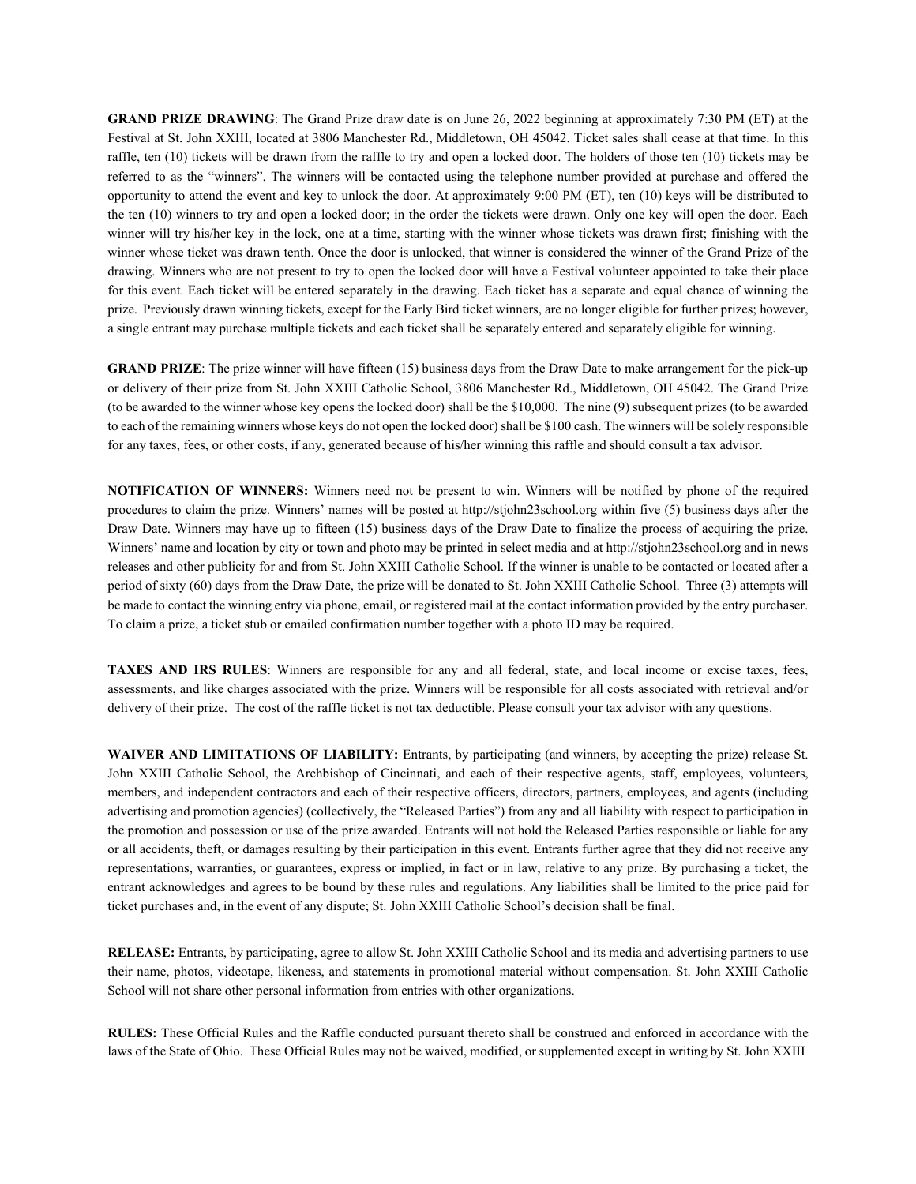**GRAND PRIZE DRAWING**: The Grand Prize draw date is on June 26, 2022 beginning at approximately 7:30 PM (ET) at the Festival at St. John XXIII, located at 3806 Manchester Rd., Middletown, OH 45042. Ticket sales shall cease at that time. In this raffle, ten (10) tickets will be drawn from the raffle to try and open a locked door. The holders of those ten (10) tickets may be referred to as the "winners". The winners will be contacted using the telephone number provided at purchase and offered the opportunity to attend the event and key to unlock the door. At approximately 9:00 PM (ET), ten (10) keys will be distributed to the ten (10) winners to try and open a locked door; in the order the tickets were drawn. Only one key will open the door. Each winner will try his/her key in the lock, one at a time, starting with the winner whose tickets was drawn first; finishing with the winner whose ticket was drawn tenth. Once the door is unlocked, that winner is considered the winner of the Grand Prize of the drawing. Winners who are not present to try to open the locked door will have a Festival volunteer appointed to take their place for this event. Each ticket will be entered separately in the drawing. Each ticket has a separate and equal chance of winning the prize. Previously drawn winning tickets, except for the Early Bird ticket winners, are no longer eligible for further prizes; however, a single entrant may purchase multiple tickets and each ticket shall be separately entered and separately eligible for winning.

**GRAND PRIZE**: The prize winner will have fifteen (15) business days from the Draw Date to make arrangement for the pick-up or delivery of their prize from St. John XXIII Catholic School, 3806 Manchester Rd., Middletown, OH 45042. The Grand Prize (to be awarded to the winner whose key opens the locked door) shall be the $10,000. The nine (9) subsequent prizes (to be awarded to each of the remaining winners whose keys do not open the locked door) shall be $100 cash. The winners will be solely responsible for any taxes, fees, or other costs, if any, generated because of his/her winning this raffle and should consult a tax advisor.

**NOTIFICATION OF WINNERS:** Winners need not be present to win. Winners will be notified by phone of the required procedures to claim the prize. Winners' names will be posted at http://stjohn23school.org within five (5) business days after the Draw Date. Winners may have up to fifteen (15) business days of the Draw Date to finalize the process of acquiring the prize. Winners' name and location by city or town and photo may be printed in select media and at http://stjohn23school.org and in news releases and other publicity for and from St. John XXIII Catholic School. If the winner is unable to be contacted or located after a period of sixty (60) days from the Draw Date, the prize will be donated to St. John XXIII Catholic School. Three (3) attempts will be made to contact the winning entry via phone, email, or registered mail at the contact information provided by the entry purchaser. To claim a prize, a ticket stub or emailed confirmation number together with a photo ID may be required.

**TAXES AND IRS RULES**: Winners are responsible for any and all federal, state, and local income or excise taxes, fees, assessments, and like charges associated with the prize. Winners will be responsible for all costs associated with retrieval and/or delivery of their prize. The cost of the raffle ticket is not tax deductible. Please consult your tax advisor with any questions.

**WAIVER AND LIMITATIONS OF LIABILITY:** Entrants, by participating (and winners, by accepting the prize) release St. John XXIII Catholic School, the Archbishop of Cincinnati, and each of their respective agents, staff, employees, volunteers, members, and independent contractors and each of their respective officers, directors, partners, employees, and agents (including advertising and promotion agencies) (collectively, the "Released Parties") from any and all liability with respect to participation in the promotion and possession or use of the prize awarded. Entrants will not hold the Released Parties responsible or liable for any or all accidents, theft, or damages resulting by their participation in this event. Entrants further agree that they did not receive any representations, warranties, or guarantees, express or implied, in fact or in law, relative to any prize. By purchasing a ticket, the entrant acknowledges and agrees to be bound by these rules and regulations. Any liabilities shall be limited to the price paid for ticket purchases and, in the event of any dispute; St. John XXIII Catholic School's decision shall be final.

**RELEASE:** Entrants, by participating, agree to allow St. John XXIII Catholic School and its media and advertising partners to use their name, photos, videotape, likeness, and statements in promotional material without compensation. St. John XXIII Catholic School will not share other personal information from entries with other organizations.

**RULES:** These Official Rules and the Raffle conducted pursuant thereto shall be construed and enforced in accordance with the laws of the State of Ohio. These Official Rules may not be waived, modified, or supplemented except in writing by St. John XXIII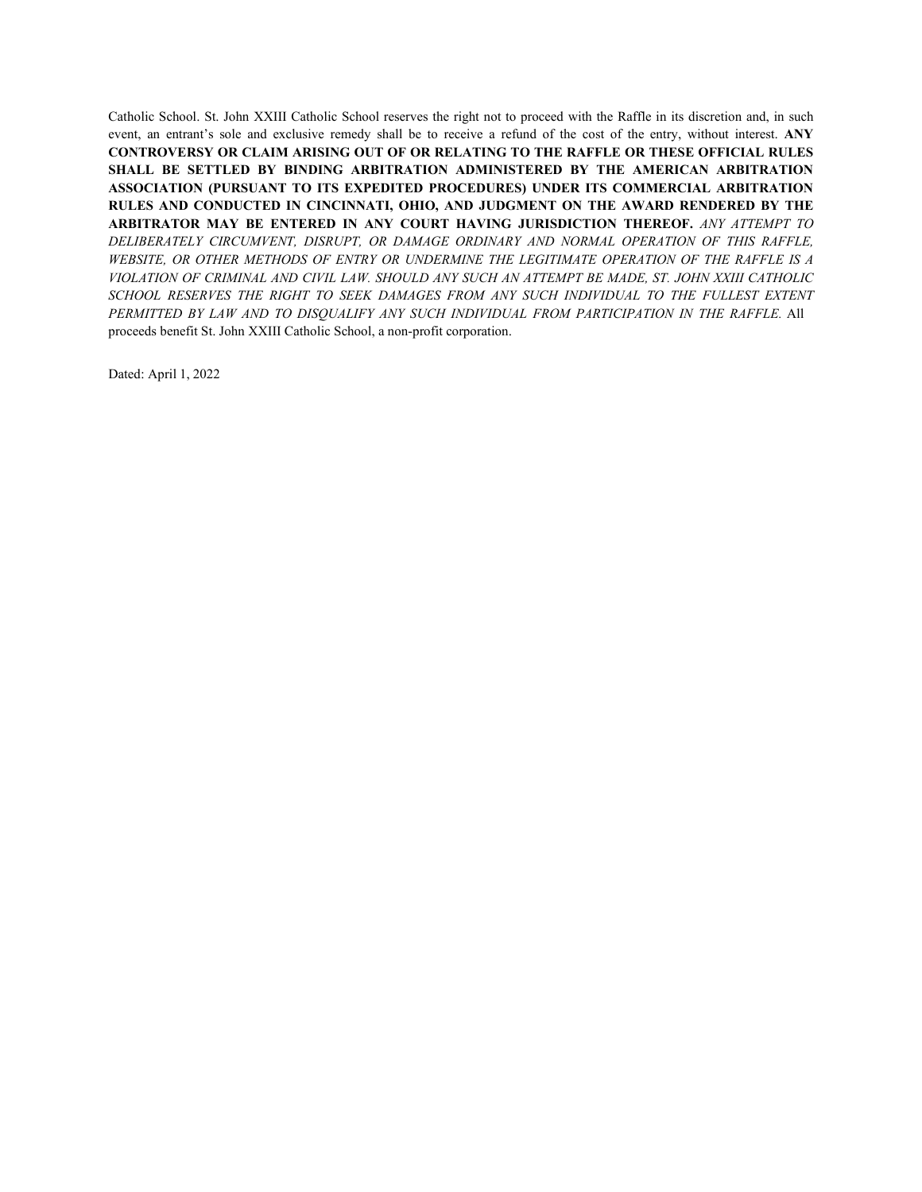Catholic School. St. John XXIII Catholic School reserves the right not to proceed with the Raffle in its discretion and, in such event, an entrant's sole and exclusive remedy shall be to receive a refund of the cost of the entry, without interest. **ANY CONTROVERSY OR CLAIM ARISING OUT OF OR RELATING TO THE RAFFLE OR THESE OFFICIAL RULES SHALL BE SETTLED BY BINDING ARBITRATION ADMINISTERED BY THE AMERICAN ARBITRATION ASSOCIATION (PURSUANT TO ITS EXPEDITED PROCEDURES) UNDER ITS COMMERCIAL ARBITRATION RULES AND CONDUCTED IN CINCINNATI, OHIO, AND JUDGMENT ON THE AWARD RENDERED BY THE ARBITRATOR MAY BE ENTERED IN ANY COURT HAVING JURISDICTION THEREOF.** *ANY ATTEMPT TO DELIBERATELY CIRCUMVENT, DISRUPT, OR DAMAGE ORDINARY AND NORMAL OPERATION OF THIS RAFFLE, WEBSITE, OR OTHER METHODS OF ENTRY OR UNDERMINE THE LEGITIMATE OPERATION OF THE RAFFLE IS A VIOLATION OF CRIMINAL AND CIVIL LAW. SHOULD ANY SUCH AN ATTEMPT BE MADE, ST. JOHN XXIII CATHOLIC SCHOOL RESERVES THE RIGHT TO SEEK DAMAGES FROM ANY SUCH INDIVIDUAL TO THE FULLEST EXTENT PERMITTED BY LAW AND TO DISQUALIFY ANY SUCH INDIVIDUAL FROM PARTICIPATION IN THE RAFFLE.* All proceeds benefit St. John XXIII Catholic School, a non-profit corporation.

Dated: April 1, 2022